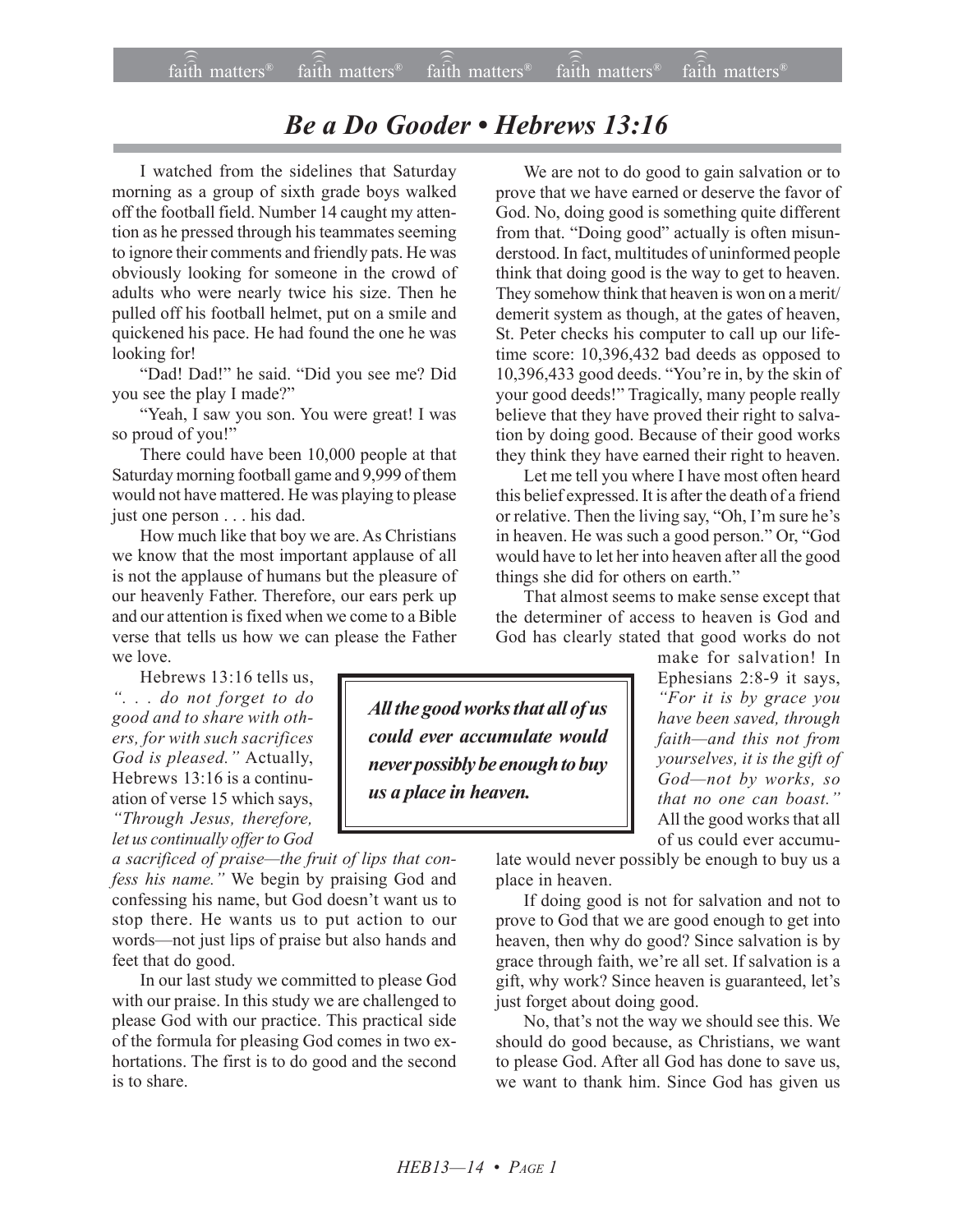# *Be a Do Gooder • Hebrews 13:16*

I watched from the sidelines that Saturday morning as a group of sixth grade boys walked off the football field. Number 14 caught my attention as he pressed through his teammates seeming to ignore their comments and friendly pats. He was obviously looking for someone in the crowd of adults who were nearly twice his size. Then he pulled off his football helmet, put on a smile and quickened his pace. He had found the one he was looking for!

"Dad! Dad!" he said. "Did you see me? Did you see the play I made?"

"Yeah, I saw you son. You were great! I was so proud of you!"

There could have been 10,000 people at that Saturday morning football game and 9,999 of them would not have mattered. He was playing to please just one person . . . his dad.

How much like that boy we are. As Christians we know that the most important applause of all is not the applause of humans but the pleasure of our heavenly Father. Therefore, our ears perk up and our attention is fixed when we come to a Bible verse that tells us how we can please the Father we love.

Hebrews 13:16 tells us, *". . . do not forget to do good and to share with others, for with such sacrifices God is pleased."* Actually, Hebrews 13:16 is a continuation of verse 15 which says, *"Through Jesus, therefore, let us continually offer to God a sacrificed of praise—the fruit of lips that confess his name."* We begin by praising God and confessing his name, but God doesn't want us to stop there. He wants us to put action to our words—not just lips of praise but also hands and feet that do good.

In our last study we committed to please God with our praise. In this study we are challenged to please God with our practice. This practical side of the formula for pleasing God comes in two exhortations. The first is to do good and the second is to share.

We are not to do good to gain salvation or to prove that we have earned or deserve the favor of God. No, doing good is something quite different from that. "Doing good" actually is often misunderstood. In fact, multitudes of uninformed people think that doing good is the way to get to heaven. They somehow think that heaven is won on a merit/demerit system as though, at the gates of heaven, St. Peter checks his computer to call up our lifetime score: 10,396,432 bad deeds as opposed to 10,396,433 good deeds. "You're in, by the skin of your good deeds!" Tragically, many people really believe that they have proved their right to salvation by doing good. Because of their good works they think they have earned their right to heaven.

Let me tell you where I have most often heard this belief expressed. It is after the death of a friend or relative. Then the living say, "Oh, I'm sure he's in heaven. He was such a good person." Or, "God would have to let her into heaven after all the good things she did for others on earth."

That almost seems to make sense except that the determiner of access to heaven is God and God has clearly stated that good works do not make for salvation! In Ephesians 2:8-9 it says, *"For it is by grace you have been saved, through faith—and this not from yourselves, it is the gift of God—not by works, so that no one can boast."* All the good works that all of us could ever accumulate would never possibly be enough to buy us a place in heaven.

> ***All the good works that all of us could ever accumulate would never possibly be enough to buy us a place in heaven.***

If doing good is not for salvation and not to prove to God that we are good enough to get into heaven, then why do good? Since salvation is by grace through faith, we're all set. If salvation is a gift, why work? Since heaven is guaranteed, let's just forget about doing good.

No, that's not the way we should see this. We should do good because, as Christians, we want to please God. After all God has done to save us, we want to thank him. Since God has given us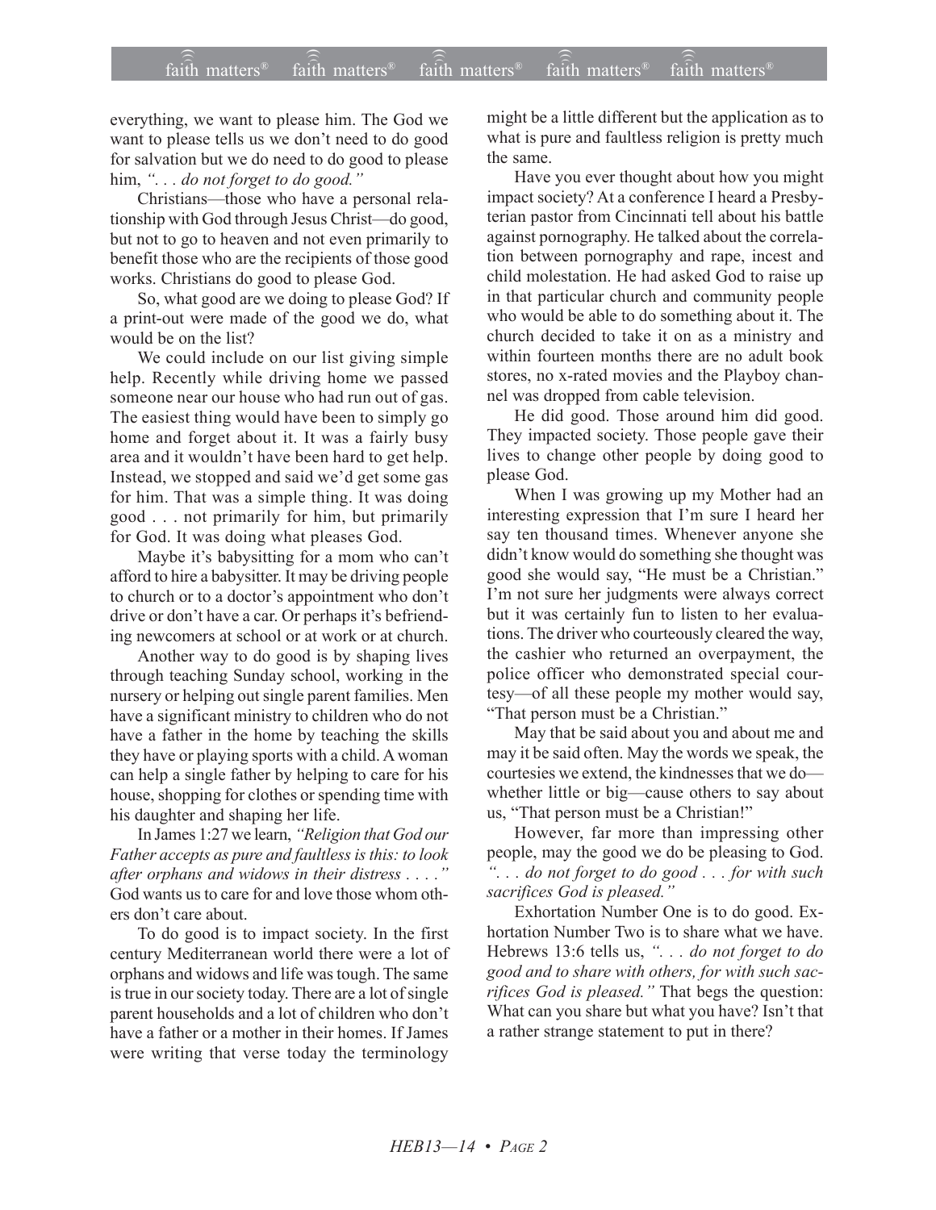everything, we want to please him. The God we want to please tells us we don't need to do good for salvation but we do need to do good to please him, *". . . do not forget to do good."*

Christians—those who have a personal relationship with God through Jesus Christ—do good, but not to go to heaven and not even primarily to benefit those who are the recipients of those good works. Christians do good to please God.

So, what good are we doing to please God? If a print-out were made of the good we do, what would be on the list?

We could include on our list giving simple help. Recently while driving home we passed someone near our house who had run out of gas. The easiest thing would have been to simply go home and forget about it. It was a fairly busy area and it wouldn't have been hard to get help. Instead, we stopped and said we'd get some gas for him. That was a simple thing. It was doing good . . . not primarily for him, but primarily for God. It was doing what pleases God.

Maybe it's babysitting for a mom who can't afford to hire a babysitter. It may be driving people to church or to a doctor's appointment who don't drive or don't have a car. Or perhaps it's befriending newcomers at school or at work or at church.

Another way to do good is by shaping lives through teaching Sunday school, working in the nursery or helping out single parent families. Men have a significant ministry to children who do not have a father in the home by teaching the skills they have or playing sports with a child. A woman can help a single father by helping to care for his house, shopping for clothes or spending time with his daughter and shaping her life.

In James 1:27 we learn, *"Religion that God our Father accepts as pure and faultless is this: to look after orphans and widows in their distress . . . ."* God wants us to care for and love those whom others don't care about.

To do good is to impact society. In the first century Mediterranean world there were a lot of orphans and widows and life was tough. The same is true in our society today. There are a lot of single parent households and a lot of children who don't have a father or a mother in their homes. If James were writing that verse today the terminology might be a little different but the application as to what is pure and faultless religion is pretty much the same.

Have you ever thought about how you might impact society? At a conference I heard a Presbyterian pastor from Cincinnati tell about his battle against pornography. He talked about the correlation between pornography and rape, incest and child molestation. He had asked God to raise up in that particular church and community people who would be able to do something about it. The church decided to take it on as a ministry and within fourteen months there are no adult book stores, no x-rated movies and the Playboy channel was dropped from cable television.

He did good. Those around him did good. They impacted society. Those people gave their lives to change other people by doing good to please God.

When I was growing up my Mother had an interesting expression that I'm sure I heard her say ten thousand times. Whenever anyone she didn't know would do something she thought was good she would say, "He must be a Christian." I'm not sure her judgments were always correct but it was certainly fun to listen to her evaluations. The driver who courteously cleared the way, the cashier who returned an overpayment, the police officer who demonstrated special courtesy—of all these people my mother would say, "That person must be a Christian."

May that be said about you and about me and may it be said often. May the words we speak, the courtesies we extend, the kindnesses that we do—whether little or big—cause others to say about us, "That person must be a Christian!"

However, far more than impressing other people, may the good we do be pleasing to God. *". . . do not forget to do good . . . for with such sacrifices God is pleased."*

Exhortation Number One is to do good. Exhortation Number Two is to share what we have. Hebrews 13:6 tells us, *". . . do not forget to do good and to share with others, for with such sacrifices God is pleased."* That begs the question: What can you share but what you have? Isn't that a rather strange statement to put in there?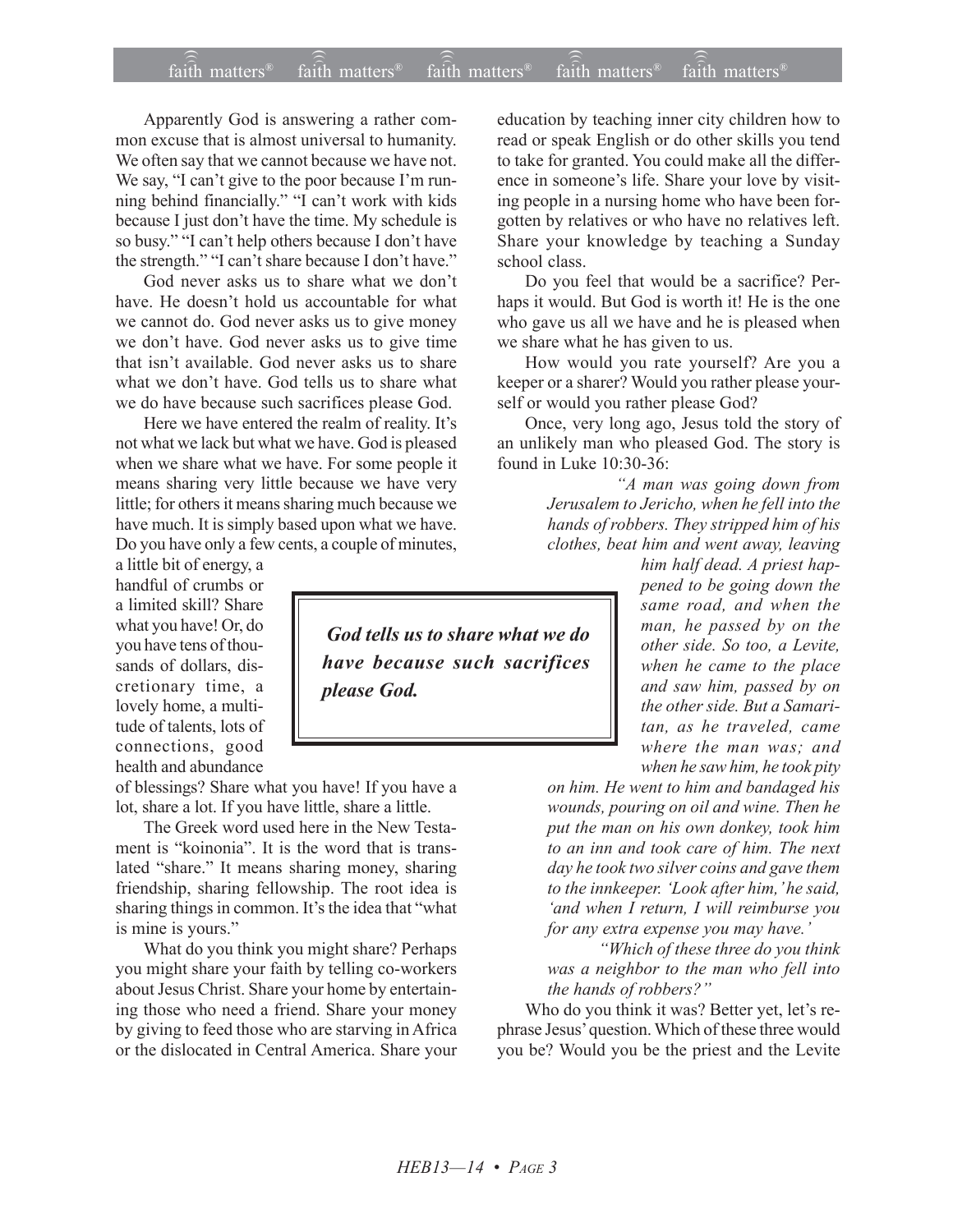Apparently God is answering a rather common excuse that is almost universal to humanity. We often say that we cannot because we have not. We say, "I can't give to the poor because I'm running behind financially." "I can't work with kids because I just don't have the time. My schedule is so busy." "I can't help others because I don't have the strength." "I can't share because I don't have."

God never asks us to share what we don't have. He doesn't hold us accountable for what we cannot do. God never asks us to give money we don't have. God never asks us to give time that isn't available. God never asks us to share what we don't have. God tells us to share what we do have because such sacrifices please God.

Here we have entered the realm of reality. It's not what we lack but what we have. God is pleased when we share what we have. For some people it means sharing very little because we have very little; for others it means sharing much because we have much. It is simply based upon what we have. Do you have only a few cents, a couple of minutes, a little bit of energy, a handful of crumbs or a limited skill? Share what you have! Or, do you have tens of thousands of dollars, discretionary time, a lovely home, a multitude of talents, lots of connections, good health and abundance of blessings? Share what you have! If you have a lot, share a lot. If you have little, share a little.

> ***God tells us to share what we do have because such sacrifices please God.***

The Greek word used here in the New Testament is "koinonia". It is the word that is translated "share." It means sharing money, sharing friendship, sharing fellowship. The root idea is sharing things in common. It's the idea that "what is mine is yours."

What do you think you might share? Perhaps you might share your faith by telling co-workers about Jesus Christ. Share your home by entertaining those who need a friend. Share your money by giving to feed those who are starving in Africa or the dislocated in Central America. Share your education by teaching inner city children how to read or speak English or do other skills you tend to take for granted. You could make all the difference in someone's life. Share your love by visiting people in a nursing home who have been forgotten by relatives or who have no relatives left. Share your knowledge by teaching a Sunday school class.

Do you feel that would be a sacrifice? Perhaps it would. But God is worth it! He is the one who gave us all we have and he is pleased when we share what he has given to us.

How would you rate yourself? Are you a keeper or a sharer? Would you rather please yourself or would you rather please God?

Once, very long ago, Jesus told the story of an unlikely man who pleased God. The story is found in Luke 10:30-36:

> *"A man was going down from Jerusalem to Jericho, when he fell into the hands of robbers. They stripped him of his clothes, beat him and went away, leaving him half dead. A priest happened to be going down the same road, and when the man, he passed by on the other side. So too, a Levite, when he came to the place and saw him, passed by on the other side. But a Samaritan, as he traveled, came where the man was; and when he saw him, he took pity on him. He went to him and bandaged his wounds, pouring on oil and wine. Then he put the man on his own donkey, took him to an inn and took care of him. The next day he took two silver coins and gave them to the innkeeper. 'Look after him,' he said, 'and when I return, I will reimburse you for any extra expense you may have.'*
>
> *"Which of these three do you think was a neighbor to the man who fell into the hands of robbers?"*

Who do you think it was? Better yet, let's rephrase Jesus' question. Which of these three would you be? Would you be the priest and the Levite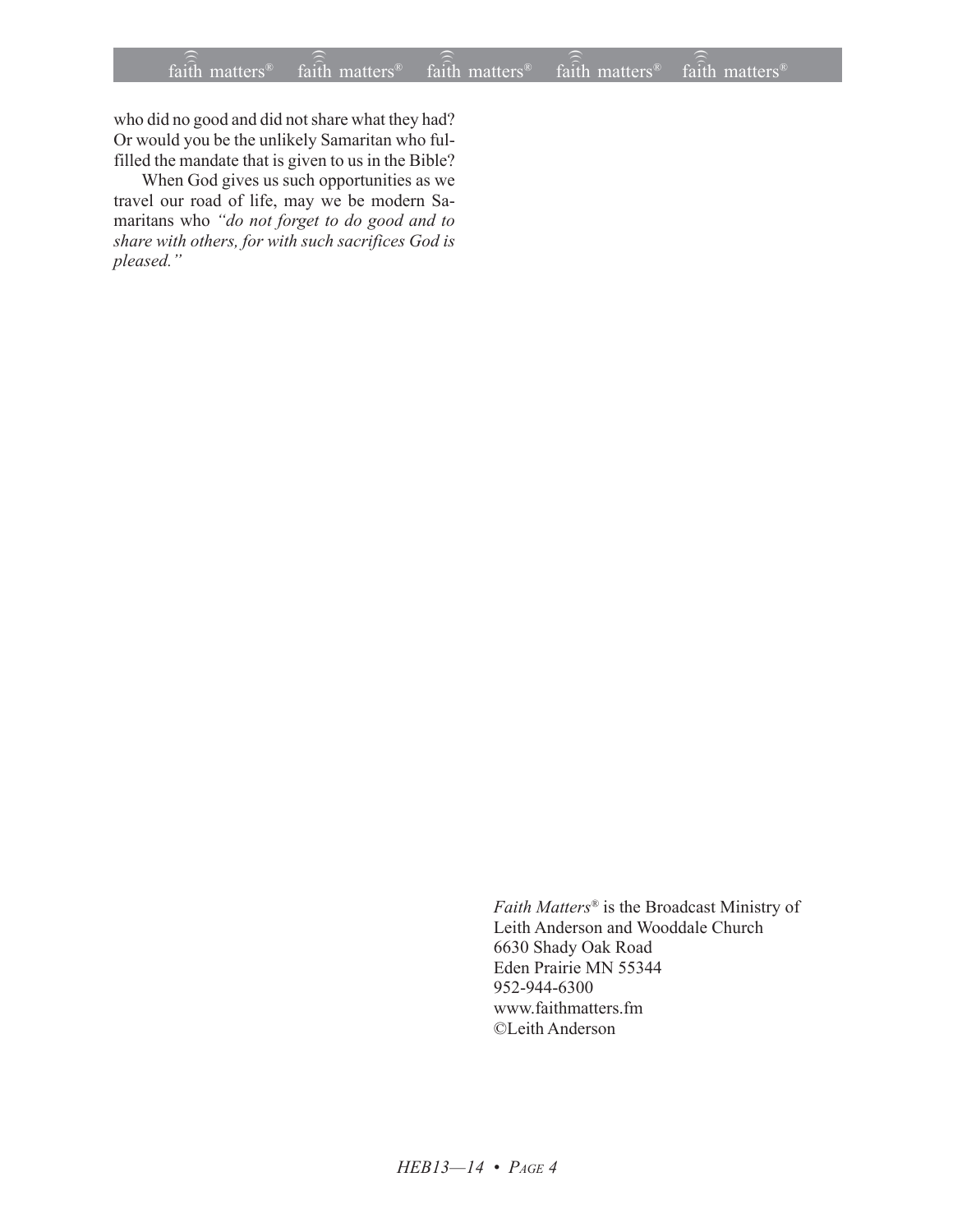who did no good and did not share what they had? Or would you be the unlikely Samaritan who fulfilled the mandate that is given to us in the Bible?

When God gives us such opportunities as we travel our road of life, may we be modern Samaritans who *"do not forget to do good and to share with others, for with such sacrifices God is pleased."*

*Faith Matters*® is the Broadcast Ministry of
Leith Anderson and Wooddale Church
6630 Shady Oak Road
Eden Prairie MN 55344
952-944-6300
www.faithmatters.fm
©Leith Anderson